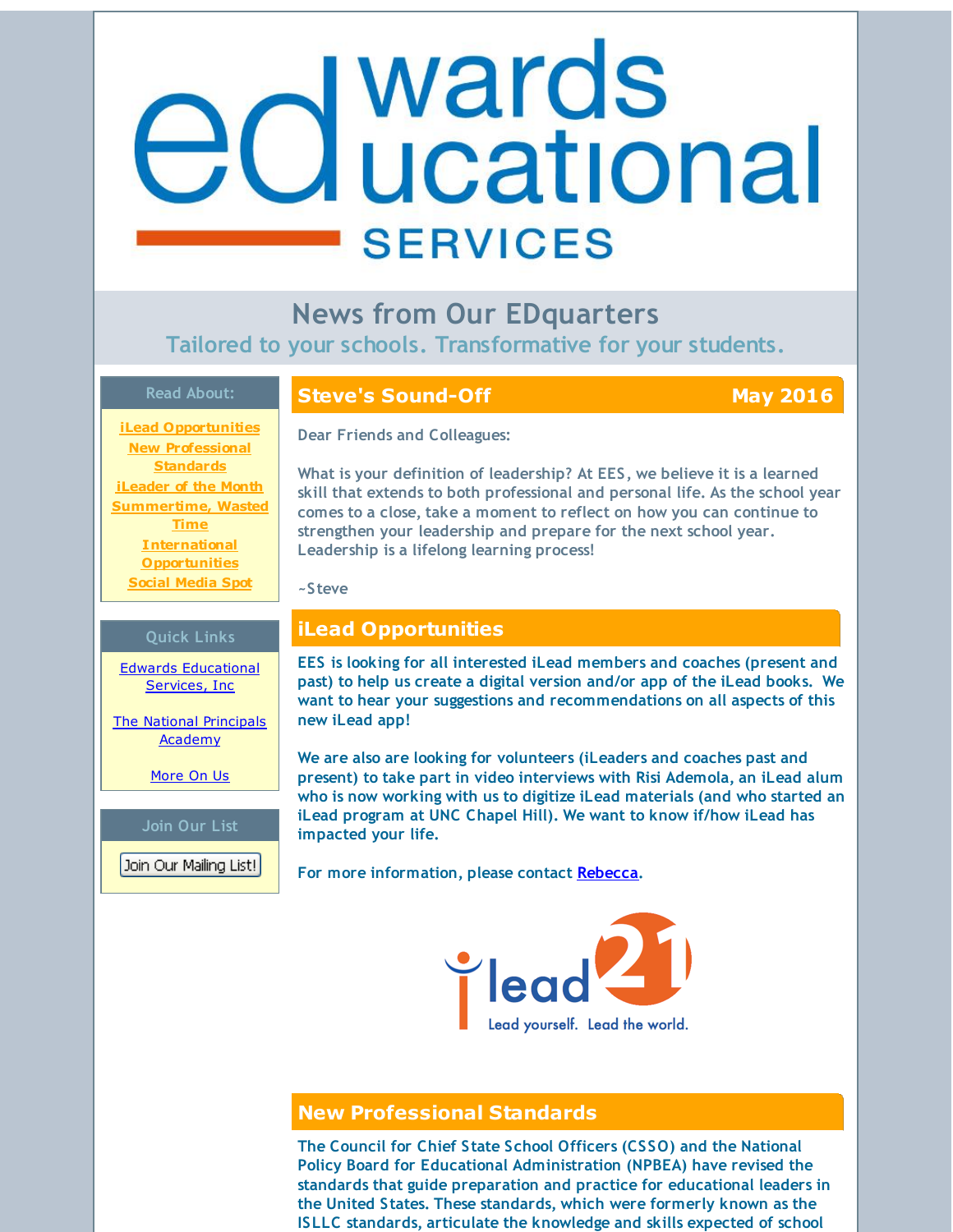# Edwards Educational Services

## News from Our EDquarters

Tailored to your schools. Transformative for your students.

**Read About:**

- iLead Opportunities
- New Professional Standards
- iLeader of the Month
- Summertime, Wasted Time
- International Opportunities
- Social Media Spot

**Quick Links**

- Edwards Educational Services, Inc
- The National Principals Academy
- More On Us

**Join Our List**

Join Our Mailing List!

## Steve's Sound-Off — May 2016

Dear Friends and Colleagues:

What is your definition of leadership? At EES, we believe it is a learned skill that extends to both professional and personal life. As the school year comes to a close, take a moment to reflect on how you can continue to strengthen your leadership and prepare for the next school year. Leadership is a lifelong learning process!

~Steve

## iLead Opportunities

EES is looking for all interested iLead members and coaches (present and past) to help us create a digital version and/or app of the iLead books. We want to hear your suggestions and recommendations on all aspects of this new iLead app!

We are also are looking for volunteers (iLeaders and coaches past and present) to take part in video interviews with Risi Ademola, an iLead alum who is now working with us to digitize iLead materials (and who started an iLead program at UNC Chapel Hill). We want to know if/how iLead has impacted your life.

For more information, please contact Rebecca.

iLead21 — Lead yourself. Lead the world.

## New Professional Standards

The Council for Chief State School Officers (CSSO) and the National Policy Board for Educational Administration (NPBEA) have revised the standards that guide preparation and practice for educational leaders in the United States. These standards, which were formerly known as the ISLLC standards, articulate the knowledge and skills expected of school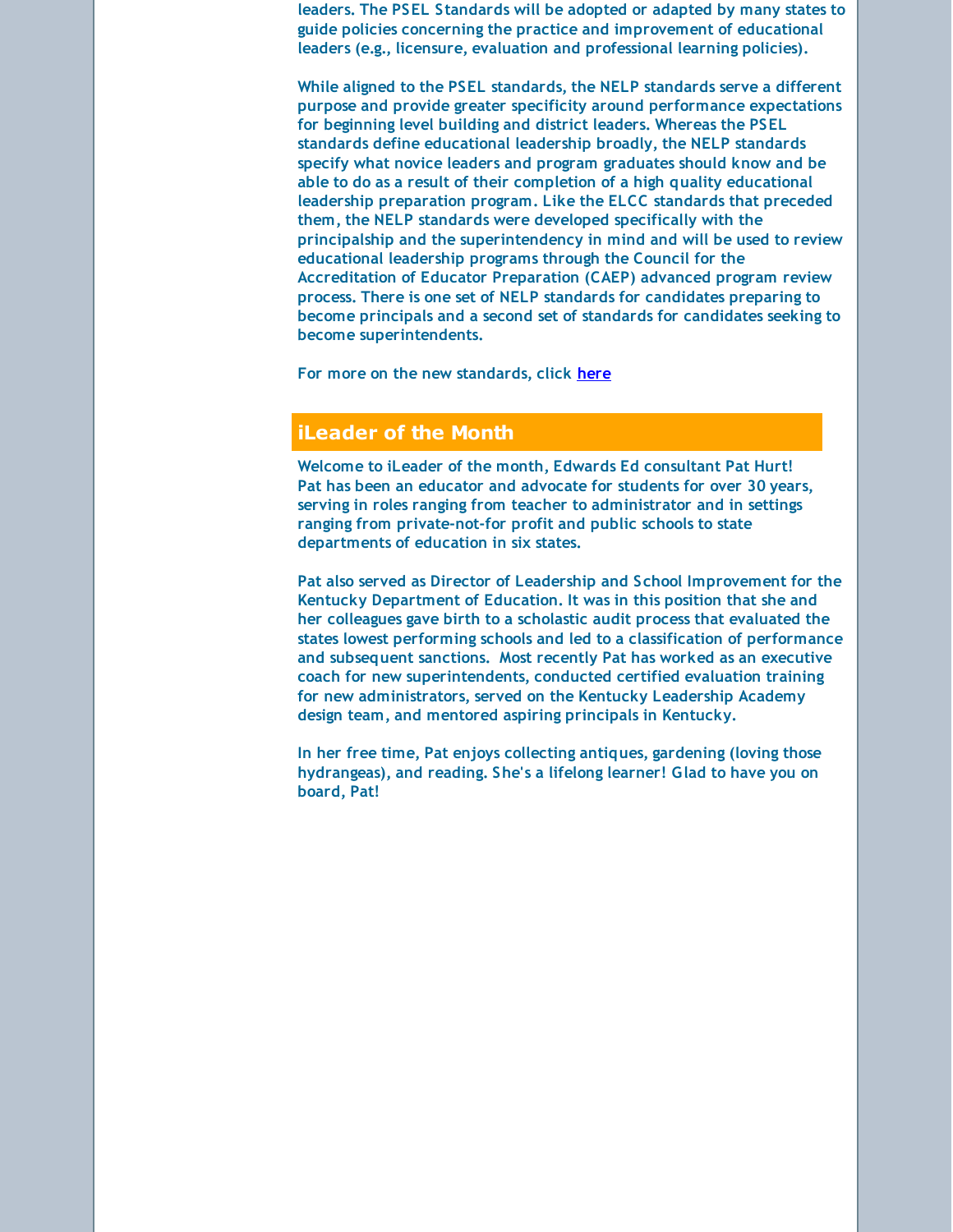leaders. The PSEL Standards will be adopted or adapted by many states to guide policies concerning the practice and improvement of educational leaders (e.g., licensure, evaluation and professional learning policies).

While aligned to the PSEL standards, the NELP standards serve a different purpose and provide greater specificity around performance expectations for beginning level building and district leaders. Whereas the PSEL standards define educational leadership broadly, the NELP standards specify what novice leaders and program graduates should know and be able to do as a result of their completion of a high quality educational leadership preparation program. Like the ELCC standards that preceded them, the NELP standards were developed specifically with the principalship and the superintendency in mind and will be used to review educational leadership programs through the Council for the Accreditation of Educator Preparation (CAEP) advanced program review process. There is one set of NELP standards for candidates preparing to become principals and a second set of standards for candidates seeking to become superintendents.

For more on the new standards, click [here]

## iLeader of the Month

Welcome to iLeader of the month, Edwards Ed consultant Pat Hurt! Pat has been an educator and advocate for students for over 30 years, serving in roles ranging from teacher to administrator and in settings ranging from private-not-for profit and public schools to state departments of education in six states.

Pat also served as Director of Leadership and School Improvement for the Kentucky Department of Education. It was in this position that she and her colleagues gave birth to a scholastic audit process that evaluated the states lowest performing schools and led to a classification of performance and subsequent sanctions. Most recently Pat has worked as an executive coach for new superintendents, conducted certified evaluation training for new administrators, served on the Kentucky Leadership Academy design team, and mentored aspiring principals in Kentucky.

In her free time, Pat enjoys collecting antiques, gardening (loving those hydrangeas), and reading. She's a lifelong learner! Glad to have you on board, Pat!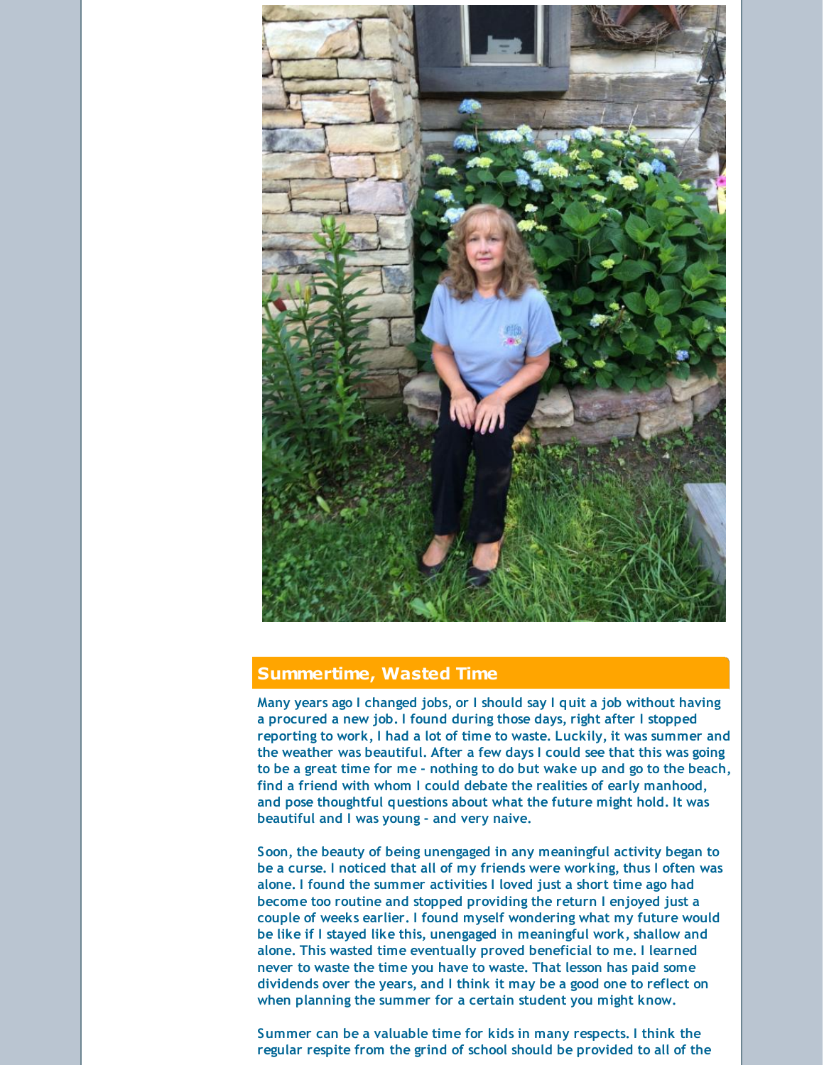## Summertime, Wasted Time

Many years ago I changed jobs, or I should say I quit a job without having a procured a new job. I found during those days, right after I stopped reporting to work, I had a lot of time to waste. Luckily, it was summer and the weather was beautiful. After a few days I could see that this was going to be a great time for me - nothing to do but wake up and go to the beach, find a friend with whom I could debate the realities of early manhood, and pose thoughtful questions about what the future might hold. It was beautiful and I was young - and very naive.

Soon, the beauty of being unengaged in any meaningful activity began to be a curse. I noticed that all of my friends were working, thus I often was alone. I found the summer activities I loved just a short time ago had become too routine and stopped providing the return I enjoyed just a couple of weeks earlier. I found myself wondering what my future would be like if I stayed like this, unengaged in meaningful work, shallow and alone. This wasted time eventually proved beneficial to me. I learned never to waste the time you have to waste. That lesson has paid some dividends over the years, and I think it may be a good one to reflect on when planning the summer for a certain student you might know.

Summer can be a valuable time for kids in many respects. I think the regular respite from the grind of school should be provided to all of the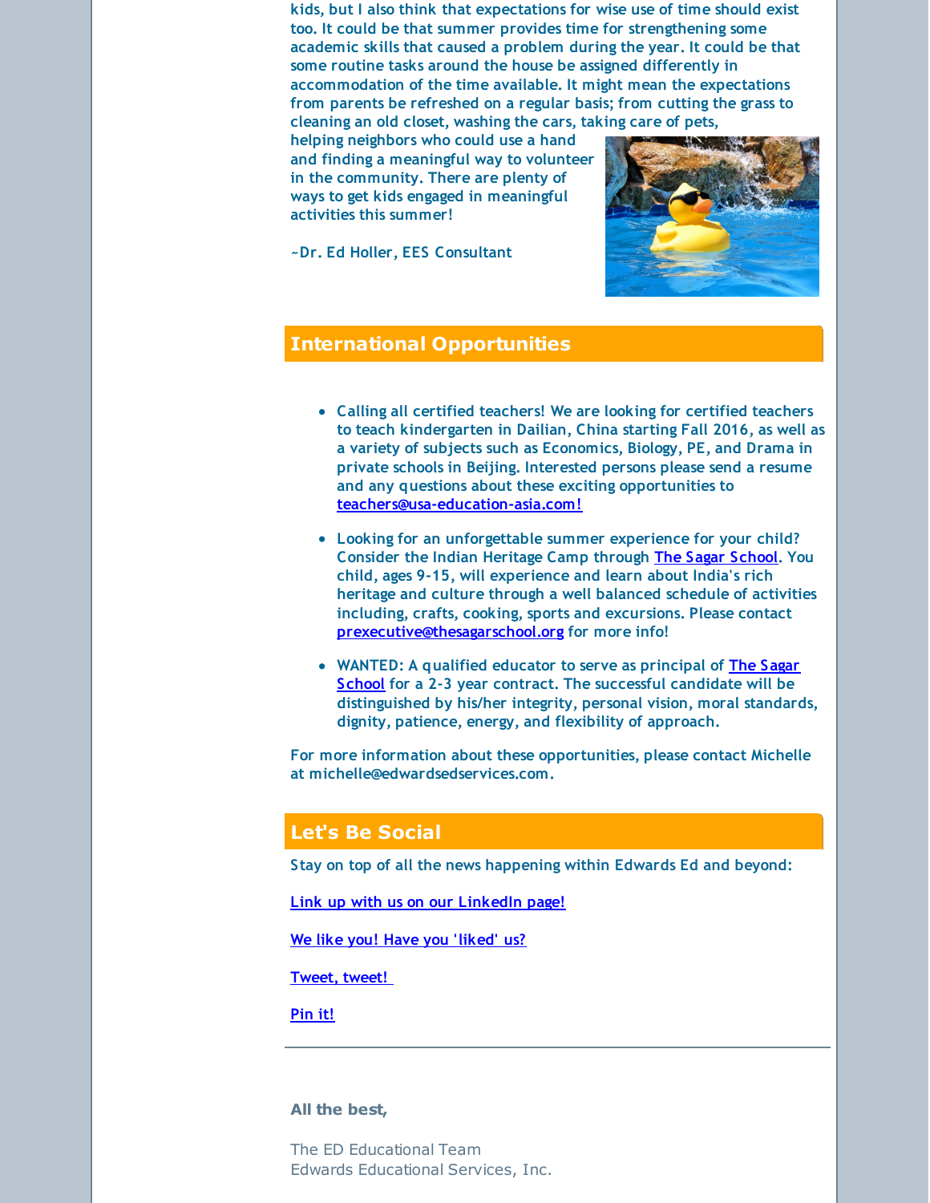kids, but I also think that expectations for wise use of time should exist too. It could be that summer provides time for strengthening some academic skills that caused a problem during the year. It could be that some routine tasks around the house be assigned differently in accommodation of the time available. It might mean the expectations from parents be refreshed on a regular basis; from cutting the grass to cleaning an old closet, washing the cars, taking care of pets, helping neighbors who could use a hand and finding a meaningful way to volunteer in the community. There are plenty of ways to get kids engaged in meaningful activities this summer!

~Dr. Ed Holler, EES Consultant

## International Opportunities

- Calling all certified teachers! We are looking for certified teachers to teach kindergarten in Dailian, China starting Fall 2016, as well as a variety of subjects such as Economics, Biology, PE, and Drama in private schools in Beijing. Interested persons please send a resume and any questions about these exciting opportunities to teachers@usa-education-asia.com!
- Looking for an unforgettable summer experience for your child? Consider the Indian Heritage Camp through The Sagar School. You child, ages 9-15, will experience and learn about India's rich heritage and culture through a well balanced schedule of activities including, crafts, cooking, sports and excursions. Please contact prexecutive@thesagarschool.org for more info!
- WANTED: A qualified educator to serve as principal of The Sagar School for a 2-3 year contract. The successful candidate will be distinguished by his/her integrity, personal vision, moral standards, dignity, patience, energy, and flexibility of approach.

For more information about these opportunities, please contact Michelle at michelle@edwardsedservices.com.

## Let's Be Social

Stay on top of all the news happening within Edwards Ed and beyond:

Link up with us on our LinkedIn page!

We like you! Have you 'liked' us?

Tweet, tweet!

Pin it!

---

**All the best,**

The ED Educational Team
Edwards Educational Services, Inc.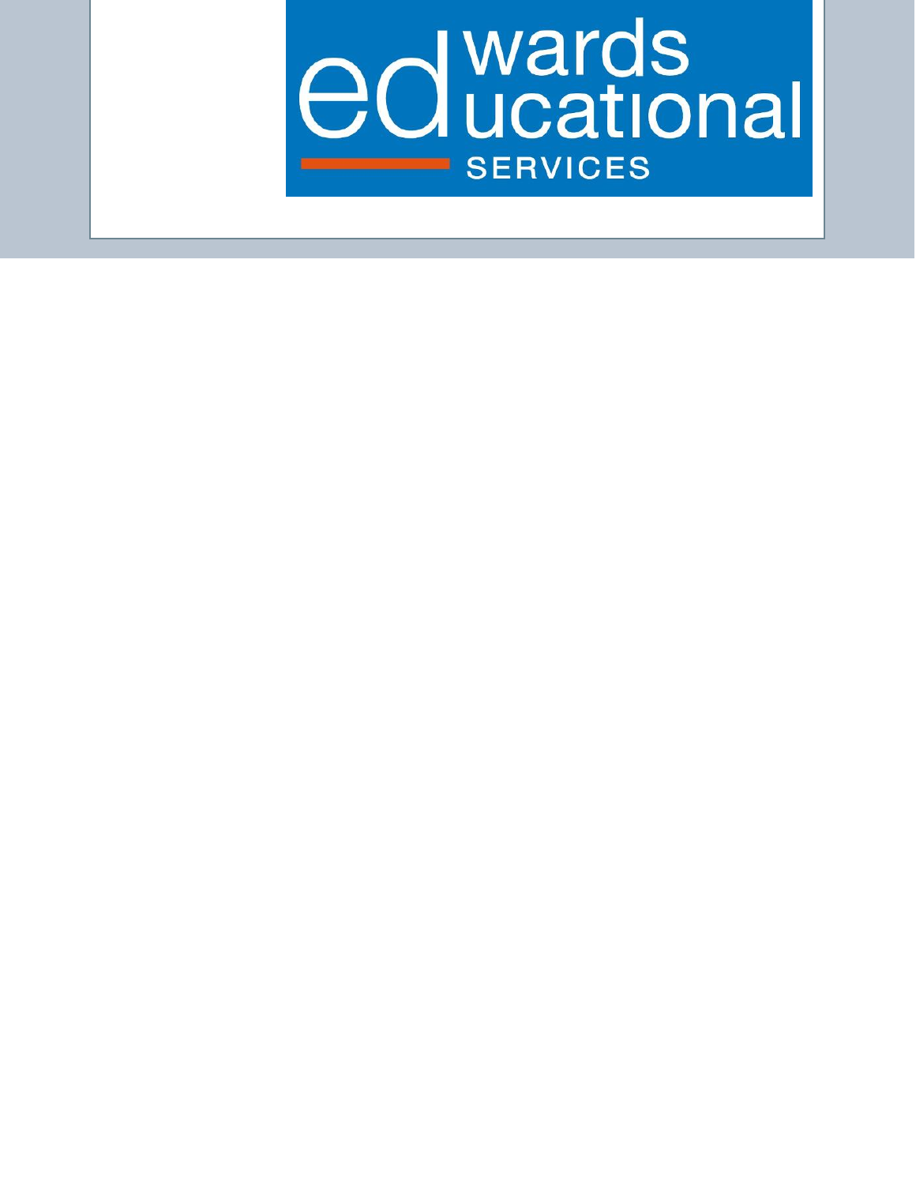edwards educational

SERVICES